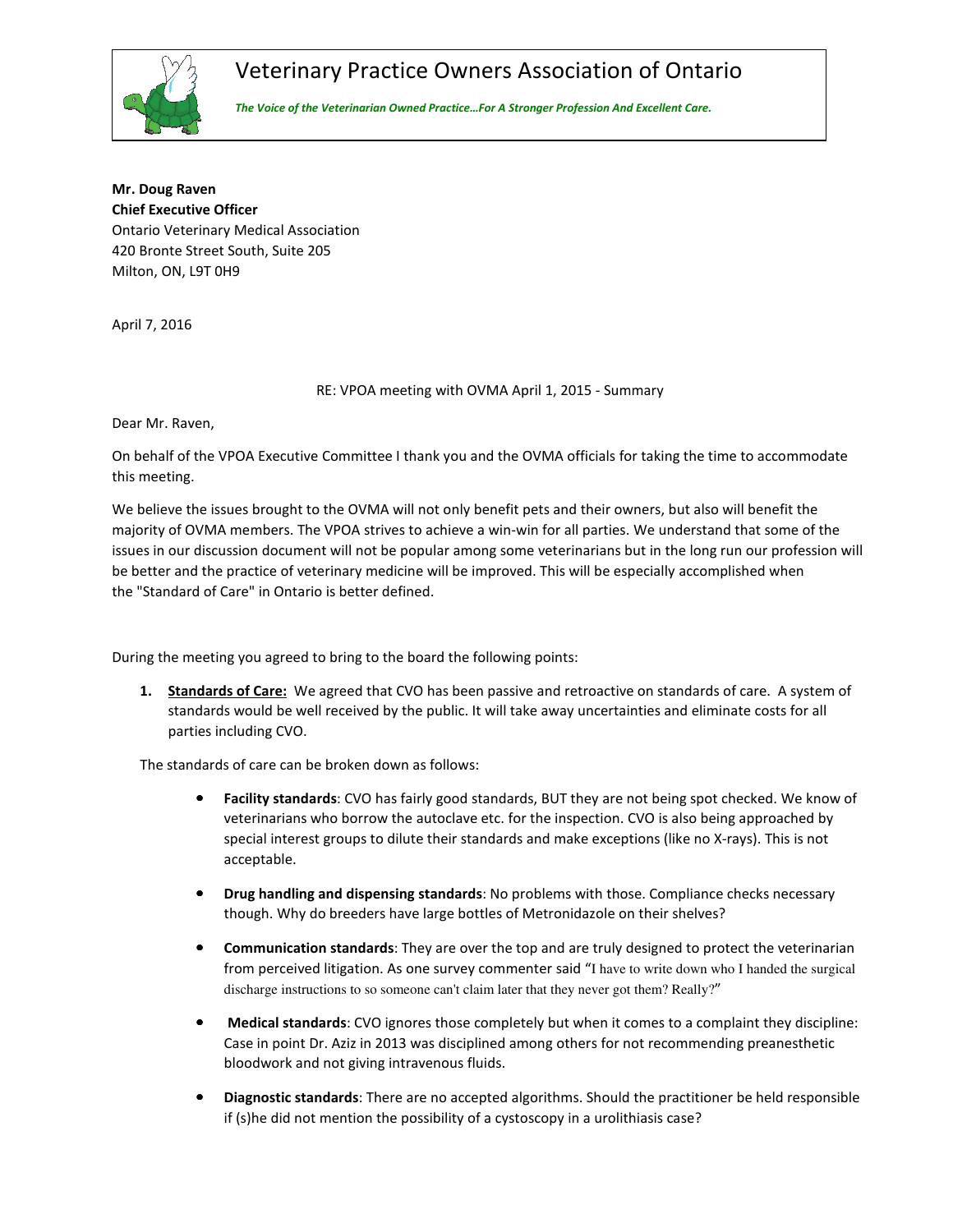# Veterinary Practice Owners Association of Ontario

***The Voice of the Veterinarian Owned Practice…For A Stronger Profession And Excellent Care.***

**Mr. Doug Raven**
**Chief Executive Officer**
Ontario Veterinary Medical Association
420 Bronte Street South, Suite 205
Milton, ON, L9T 0H9

April 7, 2016

RE: VPOA meeting with OVMA April 1, 2015 - Summary

Dear Mr. Raven,

On behalf of the VPOA Executive Committee I thank you and the OVMA officials for taking the time to accommodate this meeting.

We believe the issues brought to the OVMA will not only benefit pets and their owners, but also will benefit the majority of OVMA members. The VPOA strives to achieve a win-win for all parties. We understand that some of the issues in our discussion document will not be popular among some veterinarians but in the long run our profession will be better and the practice of veterinary medicine will be improved. This will be especially accomplished when the "Standard of Care" in Ontario is better defined.

During the meeting you agreed to bring to the board the following points:

1. **<u>Standards of Care:</u>** We agreed that CVO has been passive and retroactive on standards of care. A system of standards would be well received by the public. It will take away uncertainties and eliminate costs for all parties including CVO.

The standards of care can be broken down as follows:

- **Facility standards**: CVO has fairly good standards, BUT they are not being spot checked. We know of veterinarians who borrow the autoclave etc. for the inspection. CVO is also being approached by special interest groups to dilute their standards and make exceptions (like no X-rays). This is not acceptable.
- **Drug handling and dispensing standards**: No problems with those. Compliance checks necessary though. Why do breeders have large bottles of Metronidazole on their shelves?
- **Communication standards**: They are over the top and are truly designed to protect the veterinarian from perceived litigation. As one survey commenter said "I have to write down who I handed the surgical discharge instructions to so someone can't claim later that they never got them? Really?"
- **Medical standards**: CVO ignores those completely but when it comes to a complaint they discipline: Case in point Dr. Aziz in 2013 was disciplined among others for not recommending preanesthetic bloodwork and not giving intravenous fluids.
- **Diagnostic standards**: There are no accepted algorithms. Should the practitioner be held responsible if (s)he did not mention the possibility of a cystoscopy in a urolithiasis case?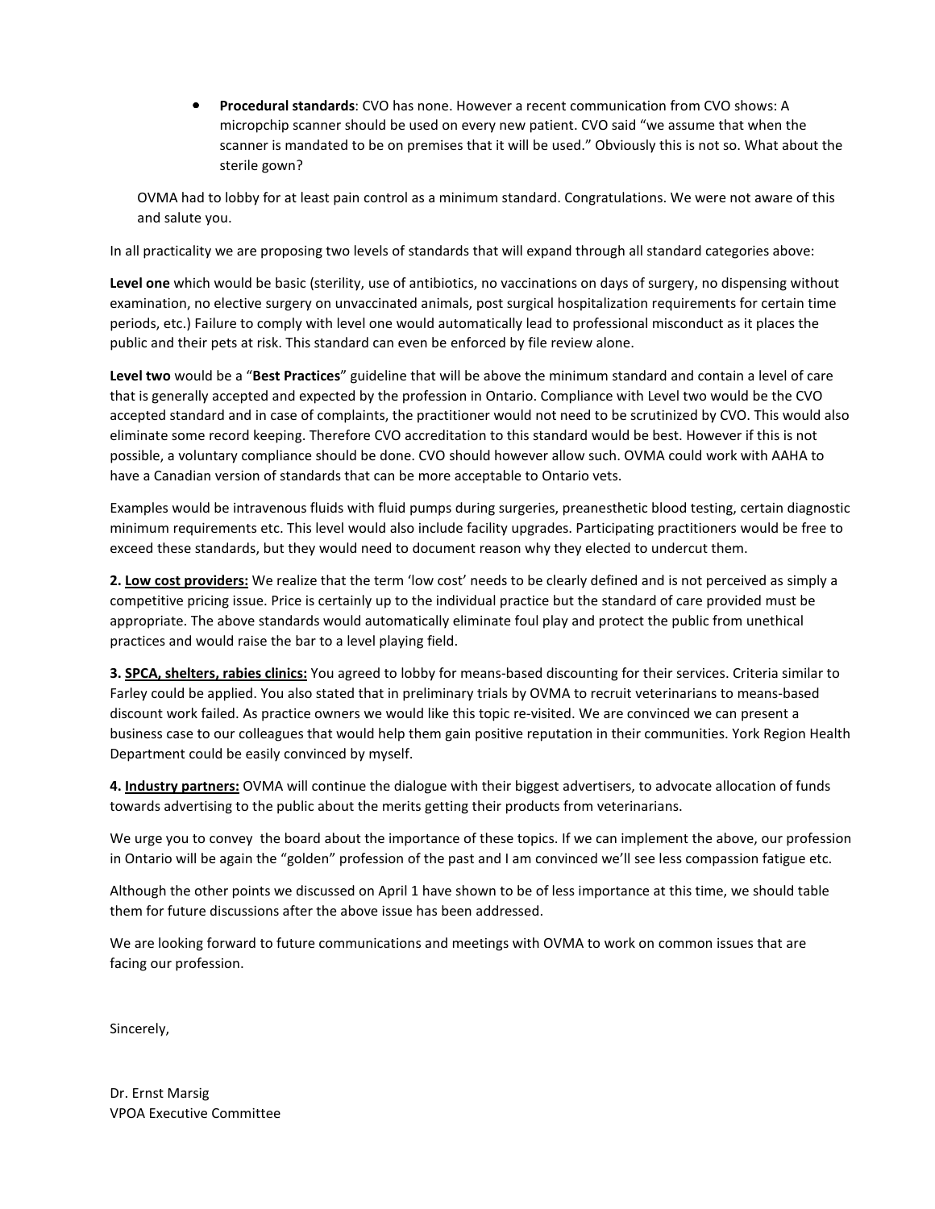- **Procedural standards**: CVO has none. However a recent communication from CVO shows: A micropchip scanner should be used on every new patient. CVO said "we assume that when the scanner is mandated to be on premises that it will be used." Obviously this is not so. What about the sterile gown?

OVMA had to lobby for at least pain control as a minimum standard. Congratulations. We were not aware of this and salute you.

In all practicality we are proposing two levels of standards that will expand through all standard categories above:

**Level one** which would be basic (sterility, use of antibiotics, no vaccinations on days of surgery, no dispensing without examination, no elective surgery on unvaccinated animals, post surgical hospitalization requirements for certain time periods, etc.) Failure to comply with level one would automatically lead to professional misconduct as it places the public and their pets at risk. This standard can even be enforced by file review alone.

**Level two** would be a "**Best Practices**" guideline that will be above the minimum standard and contain a level of care that is generally accepted and expected by the profession in Ontario. Compliance with Level two would be the CVO accepted standard and in case of complaints, the practitioner would not need to be scrutinized by CVO. This would also eliminate some record keeping. Therefore CVO accreditation to this standard would be best. However if this is not possible, a voluntary compliance should be done. CVO should however allow such. OVMA could work with AAHA to have a Canadian version of standards that can be more acceptable to Ontario vets.

Examples would be intravenous fluids with fluid pumps during surgeries, preanesthetic blood testing, certain diagnostic minimum requirements etc. This level would also include facility upgrades. Participating practitioners would be free to exceed these standards, but they would need to document reason why they elected to undercut them.

**2. <u>Low cost providers:</u>** We realize that the term 'low cost' needs to be clearly defined and is not perceived as simply a competitive pricing issue. Price is certainly up to the individual practice but the standard of care provided must be appropriate. The above standards would automatically eliminate foul play and protect the public from unethical practices and would raise the bar to a level playing field.

**3. <u>SPCA, shelters, rabies clinics:</u>** You agreed to lobby for means-based discounting for their services. Criteria similar to Farley could be applied. You also stated that in preliminary trials by OVMA to recruit veterinarians to means-based discount work failed. As practice owners we would like this topic re-visited. We are convinced we can present a business case to our colleagues that would help them gain positive reputation in their communities. York Region Health Department could be easily convinced by myself.

**4. <u>Industry partners:</u>** OVMA will continue the dialogue with their biggest advertisers, to advocate allocation of funds towards advertising to the public about the merits getting their products from veterinarians.

We urge you to convey the board about the importance of these topics. If we can implement the above, our profession in Ontario will be again the "golden" profession of the past and I am convinced we'll see less compassion fatigue etc.

Although the other points we discussed on April 1 have shown to be of less importance at this time, we should table them for future discussions after the above issue has been addressed.

We are looking forward to future communications and meetings with OVMA to work on common issues that are facing our profession.

Sincerely,

Dr. Ernst Marsig
VPOA Executive Committee